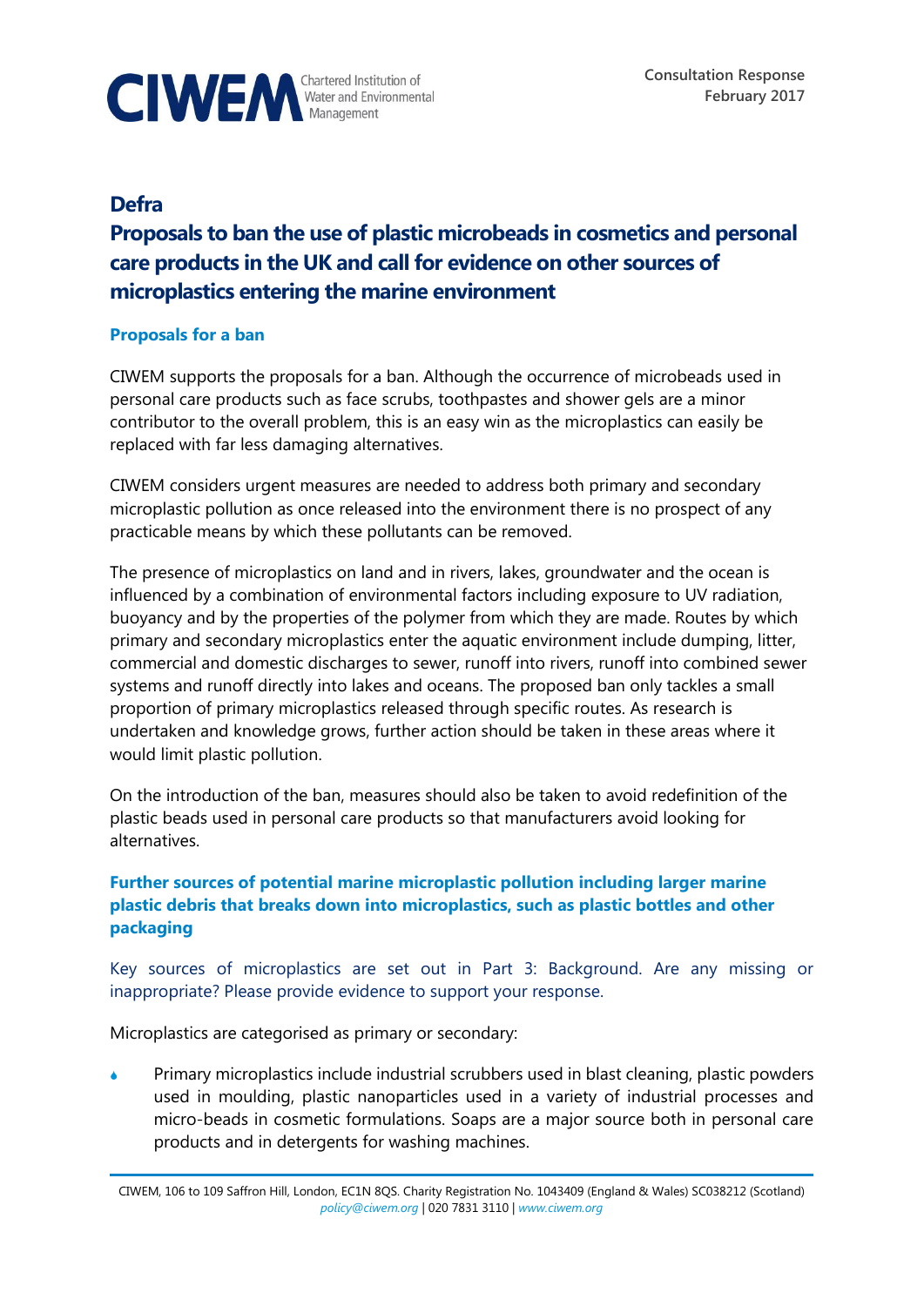CIWEM Chartered Institution of Water and Environmental Management

Consultation Response
February 2017

# Defra

# Proposals to ban the use of plastic microbeads in cosmetics and personal care products in the UK and call for evidence on other sources of microplastics entering the marine environment

## Proposals for a ban

CIWEM supports the proposals for a ban. Although the occurrence of microbeads used in personal care products such as face scrubs, toothpastes and shower gels are a minor contributor to the overall problem, this is an easy win as the microplastics can easily be replaced with far less damaging alternatives.

CIWEM considers urgent measures are needed to address both primary and secondary microplastic pollution as once released into the environment there is no prospect of any practicable means by which these pollutants can be removed.

The presence of microplastics on land and in rivers, lakes, groundwater and the ocean is influenced by a combination of environmental factors including exposure to UV radiation, buoyancy and by the properties of the polymer from which they are made. Routes by which primary and secondary microplastics enter the aquatic environment include dumping, litter, commercial and domestic discharges to sewer, runoff into rivers, runoff into combined sewer systems and runoff directly into lakes and oceans. The proposed ban only tackles a small proportion of primary microplastics released through specific routes. As research is undertaken and knowledge grows, further action should be taken in these areas where it would limit plastic pollution.

On the introduction of the ban, measures should also be taken to avoid redefinition of the plastic beads used in personal care products so that manufacturers avoid looking for alternatives.

## Further sources of potential marine microplastic pollution including larger marine plastic debris that breaks down into microplastics, such as plastic bottles and other packaging

Key sources of microplastics are set out in Part 3: Background. Are any missing or inappropriate? Please provide evidence to support your response.

Microplastics are categorised as primary or secondary:

- Primary microplastics include industrial scrubbers used in blast cleaning, plastic powders used in moulding, plastic nanoparticles used in a variety of industrial processes and micro-beads in cosmetic formulations. Soaps are a major source both in personal care products and in detergents for washing machines.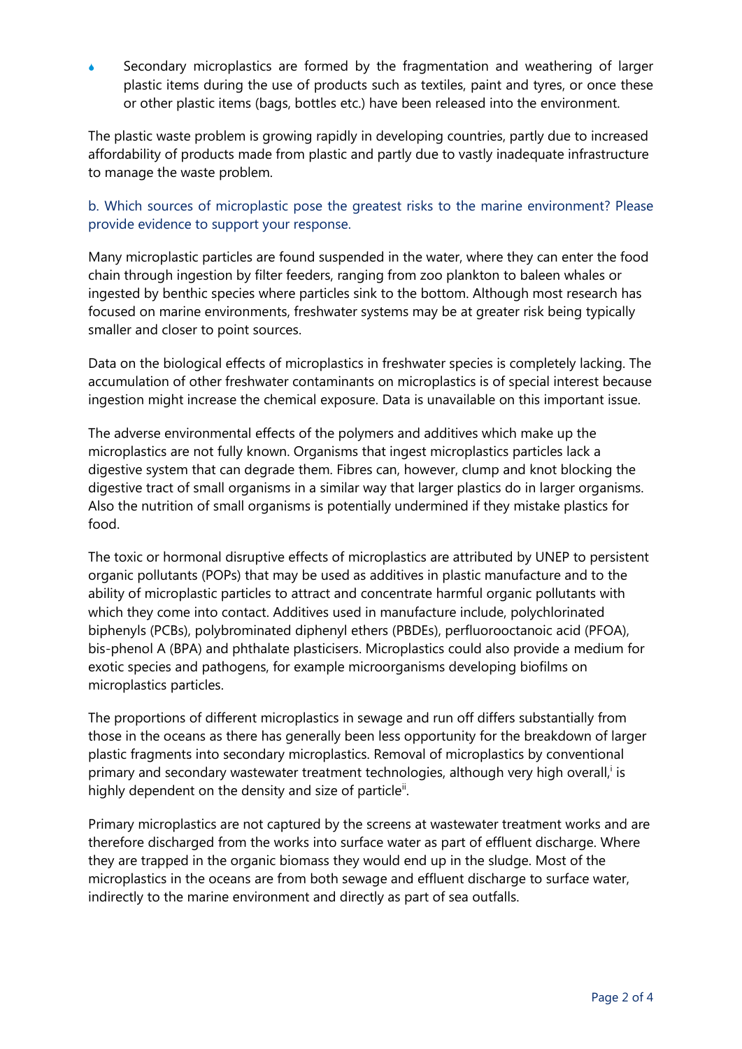- Secondary microplastics are formed by the fragmentation and weathering of larger plastic items during the use of products such as textiles, paint and tyres, or once these or other plastic items (bags, bottles etc.) have been released into the environment.

The plastic waste problem is growing rapidly in developing countries, partly due to increased affordability of products made from plastic and partly due to vastly inadequate infrastructure to manage the waste problem.

### b. Which sources of microplastic pose the greatest risks to the marine environment? Please provide evidence to support your response.

Many microplastic particles are found suspended in the water, where they can enter the food chain through ingestion by filter feeders, ranging from zoo plankton to baleen whales or ingested by benthic species where particles sink to the bottom. Although most research has focused on marine environments, freshwater systems may be at greater risk being typically smaller and closer to point sources.

Data on the biological effects of microplastics in freshwater species is completely lacking. The accumulation of other freshwater contaminants on microplastics is of special interest because ingestion might increase the chemical exposure. Data is unavailable on this important issue.

The adverse environmental effects of the polymers and additives which make up the microplastics are not fully known. Organisms that ingest microplastics particles lack a digestive system that can degrade them. Fibres can, however, clump and knot blocking the digestive tract of small organisms in a similar way that larger plastics do in larger organisms. Also the nutrition of small organisms is potentially undermined if they mistake plastics for food.

The toxic or hormonal disruptive effects of microplastics are attributed by UNEP to persistent organic pollutants (POPs) that may be used as additives in plastic manufacture and to the ability of microplastic particles to attract and concentrate harmful organic pollutants with which they come into contact. Additives used in manufacture include, polychlorinated biphenyls (PCBs), polybrominated diphenyl ethers (PBDEs), perfluorooctanoic acid (PFOA), bis-phenol A (BPA) and phthalate plasticisers. Microplastics could also provide a medium for exotic species and pathogens, for example microorganisms developing biofilms on microplastics particles.

The proportions of different microplastics in sewage and run off differs substantially from those in the oceans as there has generally been less opportunity for the breakdown of larger plastic fragments into secondary microplastics. Removal of microplastics by conventional primary and secondary wastewater treatment technologies, although very high overall,[i] is highly dependent on the density and size of particle[ii].

Primary microplastics are not captured by the screens at wastewater treatment works and are therefore discharged from the works into surface water as part of effluent discharge. Where they are trapped in the organic biomass they would end up in the sludge. Most of the microplastics in the oceans are from both sewage and effluent discharge to surface water, indirectly to the marine environment and directly as part of sea outfalls.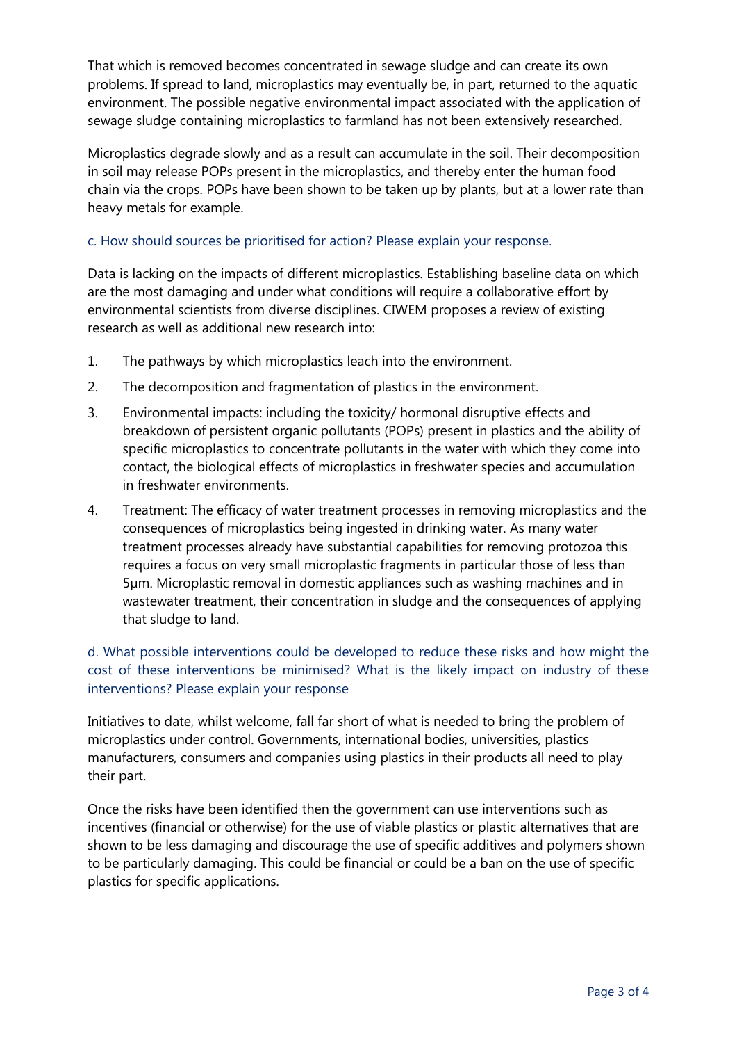That which is removed becomes concentrated in sewage sludge and can create its own problems. If spread to land, microplastics may eventually be, in part, returned to the aquatic environment. The possible negative environmental impact associated with the application of sewage sludge containing microplastics to farmland has not been extensively researched.

Microplastics degrade slowly and as a result can accumulate in the soil. Their decomposition in soil may release POPs present in the microplastics, and thereby enter the human food chain via the crops. POPs have been shown to be taken up by plants, but at a lower rate than heavy metals for example.

### c. How should sources be prioritised for action? Please explain your response.

Data is lacking on the impacts of different microplastics. Establishing baseline data on which are the most damaging and under what conditions will require a collaborative effort by environmental scientists from diverse disciplines. CIWEM proposes a review of existing research as well as additional new research into:

1. The pathways by which microplastics leach into the environment.
2. The decomposition and fragmentation of plastics in the environment.
3. Environmental impacts: including the toxicity/ hormonal disruptive effects and breakdown of persistent organic pollutants (POPs) present in plastics and the ability of specific microplastics to concentrate pollutants in the water with which they come into contact, the biological effects of microplastics in freshwater species and accumulation in freshwater environments.
4. Treatment: The efficacy of water treatment processes in removing microplastics and the consequences of microplastics being ingested in drinking water. As many water treatment processes already have substantial capabilities for removing protozoa this requires a focus on very small microplastic fragments in particular those of less than 5µm. Microplastic removal in domestic appliances such as washing machines and in wastewater treatment, their concentration in sludge and the consequences of applying that sludge to land.

### d. What possible interventions could be developed to reduce these risks and how might the cost of these interventions be minimised? What is the likely impact on industry of these interventions? Please explain your response

Initiatives to date, whilst welcome, fall far short of what is needed to bring the problem of microplastics under control. Governments, international bodies, universities, plastics manufacturers, consumers and companies using plastics in their products all need to play their part.

Once the risks have been identified then the government can use interventions such as incentives (financial or otherwise) for the use of viable plastics or plastic alternatives that are shown to be less damaging and discourage the use of specific additives and polymers shown to be particularly damaging. This could be financial or could be a ban on the use of specific plastics for specific applications.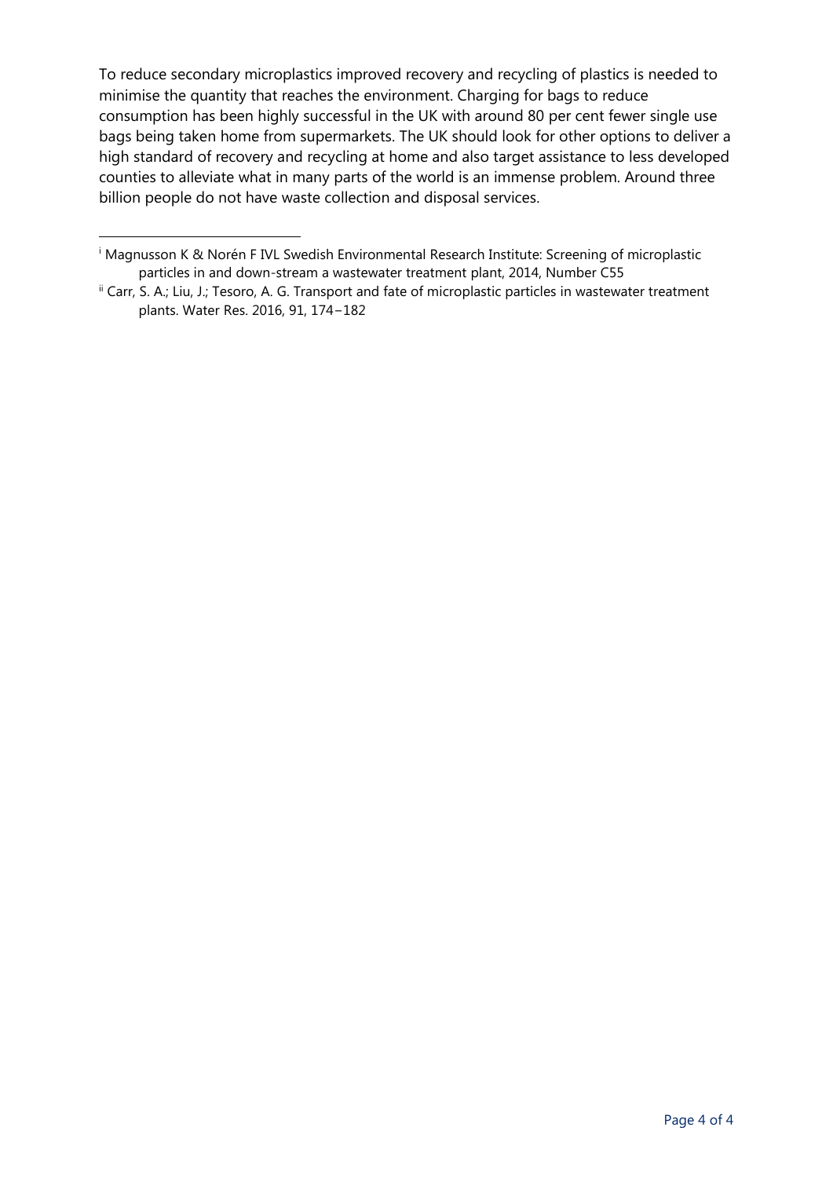To reduce secondary microplastics improved recovery and recycling of plastics is needed to minimise the quantity that reaches the environment. Charging for bags to reduce consumption has been highly successful in the UK with around 80 per cent fewer single use bags being taken home from supermarkets. The UK should look for other options to deliver a high standard of recovery and recycling at home and also target assistance to less developed counties to alleviate what in many parts of the world is an immense problem. Around three billion people do not have waste collection and disposal services.

---

[i] Magnusson K & Norén F IVL Swedish Environmental Research Institute: Screening of microplastic particles in and down-stream a wastewater treatment plant, 2014, Number C55

[ii] Carr, S. A.; Liu, J.; Tesoro, A. G. Transport and fate of microplastic particles in wastewater treatment plants. Water Res. 2016, 91, 174−182